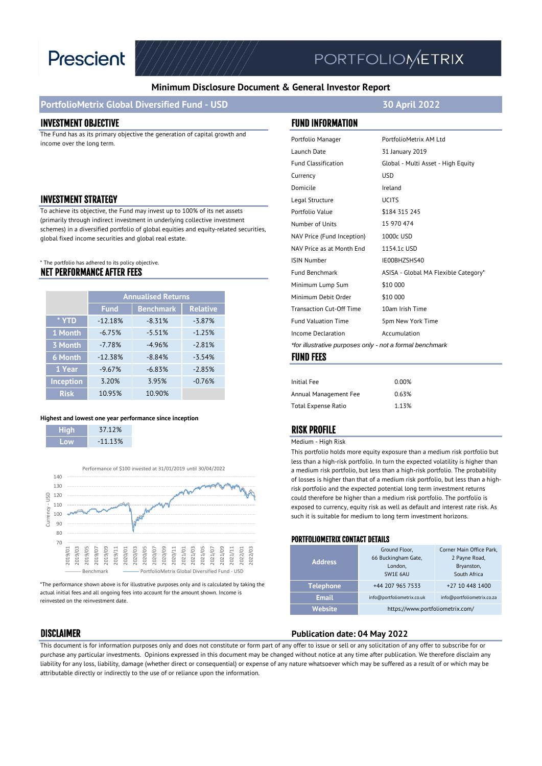Prescient | PORTFOLIOMETRIX

# Minimum Disclosure Document & General Investor Report

## PortfolioMetrix Global Diversified Fund - USD

**30 April 2022**

## INVESTMENT OBJECTIVE

The Fund has as its primary objective the generation of capital growth and income over the long term.

## INVESTMENT STRATEGY

To achieve its objective, the Fund may invest up to 100% of its net assets (primarily through indirect investment in underlying collective investment schemes) in a diversified portfolio of global equities and equity-related securities, global fixed income securities and global real estate.

* The portfolio has adhered to its policy objective.

## NET PERFORMANCE AFTER FEES

| | Annualised Returns | | |
|---|---|---|---|
| | Fund | Benchmark | Relative |
| * YTD | -12.18% | -8.31% | -3.87% |
| 1 Month | -6.75% | -5.51% | -1.25% |
| 3 Month | -7.78% | -4.96% | -2.81% |
| 6 Month | -12.38% | -8.84% | -3.54% |
| 1 Year | -9.67% | -6.83% | -2.85% |
| Inception | 3.20% | 3.95% | -0.76% |
| Risk | 10.95% | 10.90% | |

**Highest and lowest one year performance since inception**

| | |
|---|---|
| High | 37.12% |
| Low | -11.13% |

Performance of $100 invested at 31/01/2019 until 30/04/2022

Benchmark — PortfolioMetrix Global Diversified Fund - USD

*The performance shown above is for illustrative purposes only and is calculated by taking the actual initial fees and all ongoing fees into account for the amount shown. Income is reinvested on the reinvestment date.

## FUND INFORMATION

| | |
|---|---|
| Portfolio Manager | PortfolioMetrix AM Ltd |
| Launch Date | 31 January 2019 |
| Fund Classification | Global - Multi Asset - High Equity |
| Currency | USD |
| Domicile | Ireland |
| Legal Structure | UCITS |
| Portfolio Value | $184 315 245 |
| Number of Units | 15 970 474 |
| NAV Price (Fund Inception) | 1000c USD |
| NAV Price as at Month End | 1154.1c USD |
| ISIN Number | IE00BHZSHS40 |
| Fund Benchmark | ASISA - Global MA Flexible Category* |
| Minimum Lump Sum | $10 000 |
| Minimum Debit Order | $10 000 |
| Transaction Cut-Off Time | 10am Irish Time |
| Fund Valuation Time | 5pm New York Time |
| Income Declaration | Accumulation |

*for illustrative purposes only - not a formal benchmark*

## FUND FEES

| | |
|---|---|
| Initial Fee | 0.00% |
| Annual Management Fee | 0.63% |
| Total Expense Ratio | 1.13% |

## RISK PROFILE

Medium - High Risk

This portfolio holds more equity exposure than a medium risk portfolio but less than a high-risk portfolio. In turn the expected volatility is higher than a medium risk portfolio, but less than a high-risk portfolio. The probability of losses is higher than that of a medium risk portfolio, but less than a high-risk portfolio and the expected potential long term investment returns could therefore be higher than a medium risk portfolio. The portfolio is exposed to currency, equity risk as well as default and interest rate risk. As such it is suitable for medium to long term investment horizons.

## PORTFOLIOMETRIX CONTACT DETAILS

| | | |
|---|---|---|
| Address | Ground Floor, 66 Buckingham Gate, London, SW1E 6AU | Corner Main Office Park, 2 Payne Road, Bryanston, South Africa |
| Telephone | +44 207 965 7533 | +27 10 448 1400 |
| Email | info@portfoliometrix.co.uk | info@portfoliometrix.co.za |
| Website | https://www.portfoliometrix.com/ | |

## DISCLAIMER

**Publication date: 04 May 2022**

This document is for information purposes only and does not constitute or form part of any offer to issue or sell or any solicitation of any offer to subscribe for or purchase any particular investments. Opinions expressed in this document may be changed without notice at any time after publication. We therefore disclaim any liability for any loss, liability, damage (whether direct or consequential) or expense of any nature whatsoever which may be suffered as a result of or which may be attributable directly or indirectly to the use of or reliance upon the information.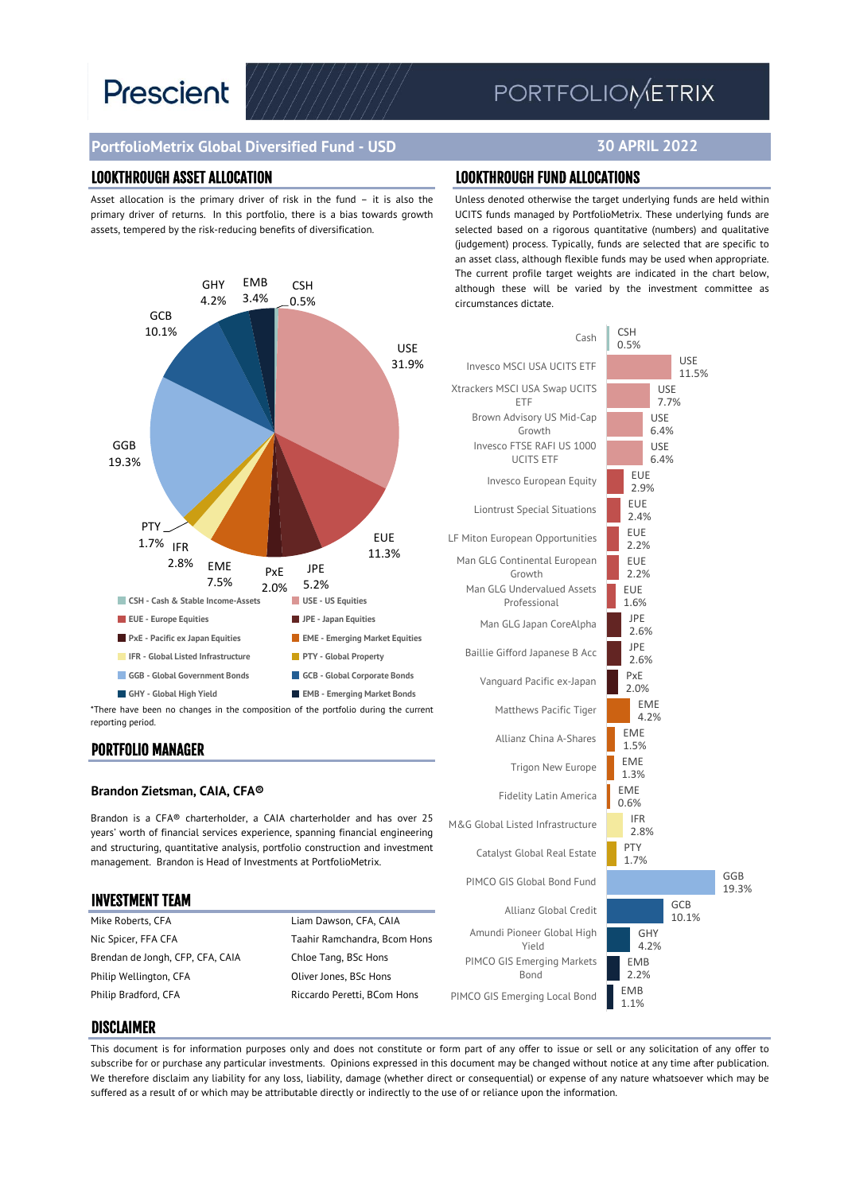# PortfolioMetrix Global Diversified Fund - USD

**30 APRIL 2022**

## LOOKTHROUGH ASSET ALLOCATION

Asset allocation is the primary driver of risk in the fund – it is also the primary driver of returns. In this portfolio, there is a bias towards growth assets, tempered by the risk-reducing benefits of diversification.

| Asset class | Allocation |
|---|---|
| CSH - Cash & Stable Income-Assets | 0.5% |
| USE - US Equities | 31.9% |
| EUE - Europe Equities | 11.3% |
| JPE - Japan Equities | 5.2% |
| PxE - Pacific ex Japan Equities | 2.0% |
| EME - Emerging Market Equities | 7.5% |
| IFR - Global Listed Infrastructure | 2.8% |
| PTY - Global Property | 1.7% |
| GGB - Global Government Bonds | 19.3% |
| GCB - Global Corporate Bonds | 10.1% |
| GHY - Global High Yield | 4.2% |
| EMB - Emerging Market Bonds | 3.4% |

*There have been no changes in the composition of the portfolio during the current reporting period.

## LOOKTHROUGH FUND ALLOCATIONS

Unless denoted otherwise the target underlying funds are held within UCITS funds managed by PortfolioMetrix. These underlying funds are selected based on a rigorous quantitative (numbers) and qualitative (judgement) process. Typically, funds are selected that are specific to an asset class, although flexible funds may be used when appropriate. The current profile target weights are indicated in the chart below, although these will be varied by the investment committee as circumstances dictate.

| Fund | Asset class | Weight |
|---|---|---|
| Cash | CSH | 0.5% |
| Invesco MSCI USA UCITS ETF | USE | 11.5% |
| Xtrackers MSCI USA Swap UCITS ETF | USE | 7.7% |
| Brown Advisory US Mid-Cap Growth | USE | 6.4% |
| Invesco FTSE RAFI US 1000 UCITS ETF | USE | 6.4% |
| Invesco European Equity | EUE | 2.9% |
| Liontrust Special Situations | EUE | 2.4% |
| LF Miton European Opportunities | EUE | 2.2% |
| Man GLG Continental European Growth | EUE | 2.2% |
| Man GLG Undervalued Assets Professional | EUE | 1.6% |
| Man GLG Japan CoreAlpha | JPE | 2.6% |
| Baillie Gifford Japanese B Acc | JPE | 2.6% |
| Vanguard Pacific ex-Japan | PxE | 2.0% |
| Matthews Pacific Tiger | EME | 4.2% |
| Allianz China A-Shares | EME | 1.5% |
| Trigon New Europe | EME | 1.3% |
| Fidelity Latin America | EME | 0.6% |
| M&G Global Listed Infrastructure | IFR | 2.8% |
| Catalyst Global Real Estate | PTY | 1.7% |
| PIMCO GIS Global Bond Fund | GGB | 19.3% |
| Allianz Global Credit | GCB | 10.1% |
| Amundi Pioneer Global High Yield | GHY | 4.2% |
| PIMCO GIS Emerging Markets Bond | EMB | 2.2% |
| PIMCO GIS Emerging Local Bond | EMB | 1.1% |

## PORTFOLIO MANAGER

**Brandon Zietsman, CAIA, CFA®**

Brandon is a CFA® charterholder, a CAIA charterholder and has over 25 years' worth of financial services experience, spanning financial engineering and structuring, quantitative analysis, portfolio construction and investment management. Brandon is Head of Investments at PortfolioMetrix.

## INVESTMENT TEAM

| | |
|---|---|
| Mike Roberts, CFA | Liam Dawson, CFA, CAIA |
| Nic Spicer, FFA CFA | Taahir Ramchandra, Bcom Hons |
| Brendan de Jongh, CFP, CFA, CAIA | Chloe Tang, BSc Hons |
| Philip Wellington, CFA | Oliver Jones, BSc Hons |
| Philip Bradford, CFA | Riccardo Peretti, BCom Hons |

## DISCLAIMER

This document is for information purposes only and does not constitute or form part of any offer to issue or sell or any solicitation of any offer to subscribe for or purchase any particular investments. Opinions expressed in this document may be changed without notice at any time after publication. We therefore disclaim any liability for any loss, liability, damage (whether direct or consequential) or expense of any nature whatsoever which may be suffered as a result of or which may be attributable directly or indirectly to the use of or reliance upon the information.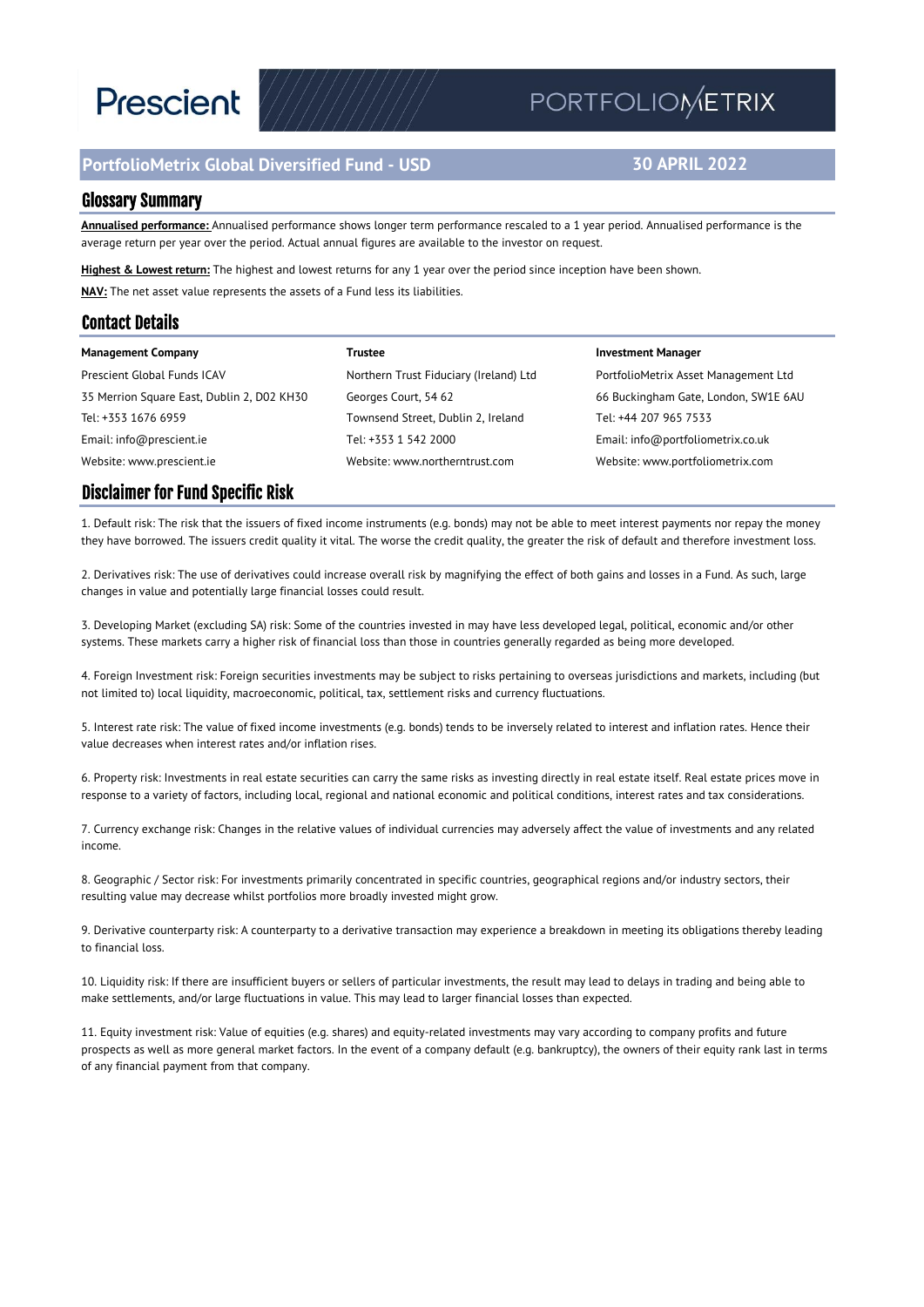# PortfolioMetrix Global Diversified Fund - USD

**30 APRIL 2022**

## Glossary Summary

**Annualised performance:** Annualised performance shows longer term performance rescaled to a 1 year period. Annualised performance is the average return per year over the period. Actual annual figures are available to the investor on request.

**Highest & Lowest return:** The highest and lowest returns for any 1 year over the period since inception have been shown.

**NAV:** The net asset value represents the assets of a Fund less its liabilities.

## Contact Details

**Management Company**
Prescient Global Funds ICAV
35 Merrion Square East, Dublin 2, D02 KH30
Tel: +353 1676 6959
Email: info@prescient.ie
Website: www.prescient.ie

**Trustee**
Northern Trust Fiduciary (Ireland) Ltd
Georges Court, 54 62
Townsend Street, Dublin 2, Ireland
Tel: +353 1 542 2000
Website: www.northerntrust.com

**Investment Manager**
PortfolioMetrix Asset Management Ltd
66 Buckingham Gate, London, SW1E 6AU
Tel: +44 207 965 7533
Email: info@portfoliometrix.co.uk
Website: www.portfoliometrix.com

## Disclaimer for Fund Specific Risk

1. Default risk: The risk that the issuers of fixed income instruments (e.g. bonds) may not be able to meet interest payments nor repay the money they have borrowed. The issuers credit quality it vital. The worse the credit quality, the greater the risk of default and therefore investment loss.

2. Derivatives risk: The use of derivatives could increase overall risk by magnifying the effect of both gains and losses in a Fund. As such, large changes in value and potentially large financial losses could result.

3. Developing Market (excluding SA) risk: Some of the countries invested in may have less developed legal, political, economic and/or other systems. These markets carry a higher risk of financial loss than those in countries generally regarded as being more developed.

4. Foreign Investment risk: Foreign securities investments may be subject to risks pertaining to overseas jurisdictions and markets, including (but not limited to) local liquidity, macroeconomic, political, tax, settlement risks and currency fluctuations.

5. Interest rate risk: The value of fixed income investments (e.g. bonds) tends to be inversely related to interest and inflation rates. Hence their value decreases when interest rates and/or inflation rises.

6. Property risk: Investments in real estate securities can carry the same risks as investing directly in real estate itself. Real estate prices move in response to a variety of factors, including local, regional and national economic and political conditions, interest rates and tax considerations.

7. Currency exchange risk: Changes in the relative values of individual currencies may adversely affect the value of investments and any related income.

8. Geographic / Sector risk: For investments primarily concentrated in specific countries, geographical regions and/or industry sectors, their resulting value may decrease whilst portfolios more broadly invested might grow.

9. Derivative counterparty risk: A counterparty to a derivative transaction may experience a breakdown in meeting its obligations thereby leading to financial loss.

10. Liquidity risk: If there are insufficient buyers or sellers of particular investments, the result may lead to delays in trading and being able to make settlements, and/or large fluctuations in value. This may lead to larger financial losses than expected.

11. Equity investment risk: Value of equities (e.g. shares) and equity-related investments may vary according to company profits and future prospects as well as more general market factors. In the event of a company default (e.g. bankruptcy), the owners of their equity rank last in terms of any financial payment from that company.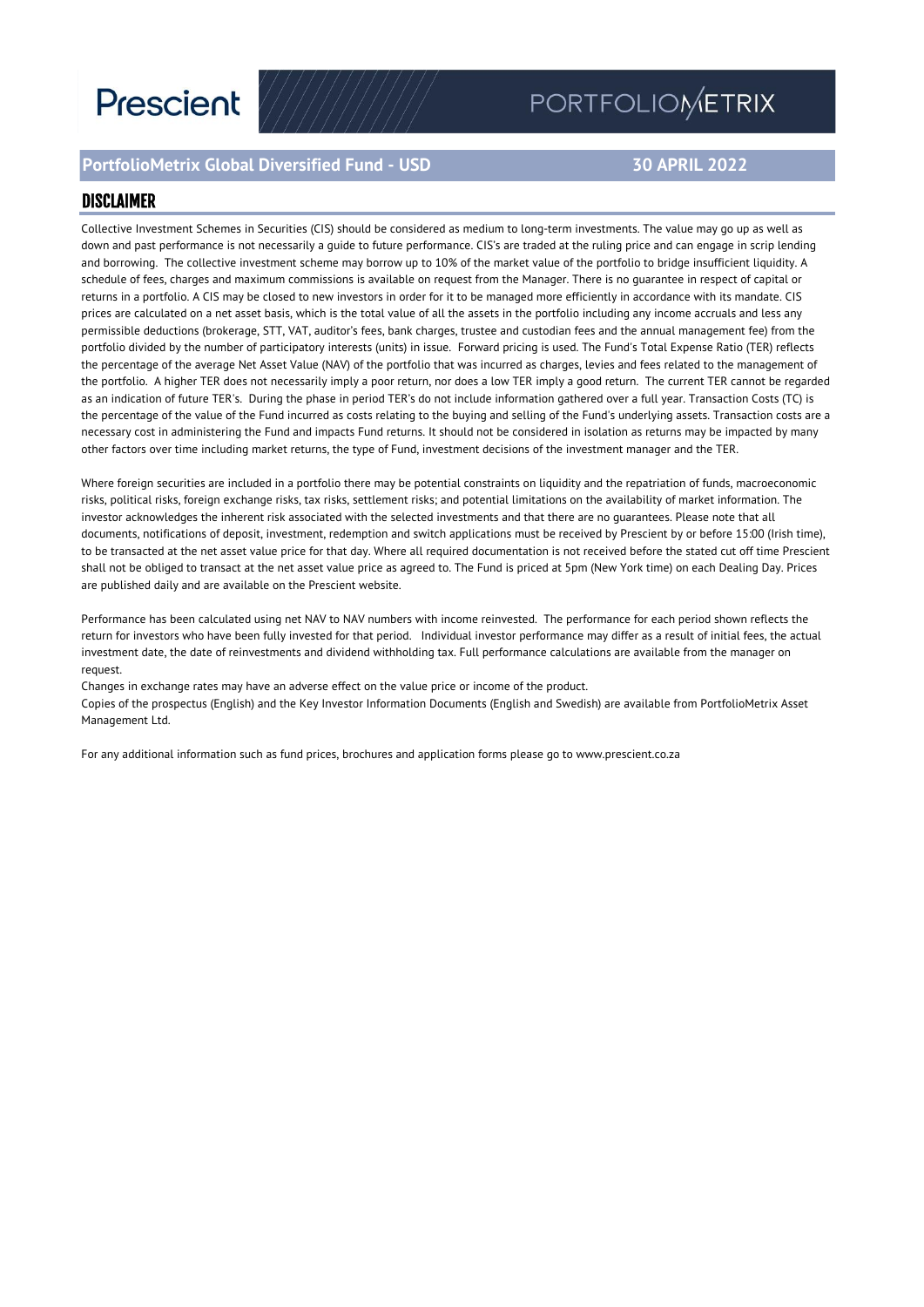Prescient

PORTFOLIOMETRIX

## PortfolioMetrix Global Diversified Fund - USD

**30 APRIL 2022**

## DISCLAIMER

Collective Investment Schemes in Securities (CIS) should be considered as medium to long-term investments. The value may go up as well as down and past performance is not necessarily a guide to future performance. CIS's are traded at the ruling price and can engage in scrip lending and borrowing. The collective investment scheme may borrow up to 10% of the market value of the portfolio to bridge insufficient liquidity. A schedule of fees, charges and maximum commissions is available on request from the Manager. There is no guarantee in respect of capital or returns in a portfolio. A CIS may be closed to new investors in order for it to be managed more efficiently in accordance with its mandate. CIS prices are calculated on a net asset basis, which is the total value of all the assets in the portfolio including any income accruals and less any permissible deductions (brokerage, STT, VAT, auditor's fees, bank charges, trustee and custodian fees and the annual management fee) from the portfolio divided by the number of participatory interests (units) in issue. Forward pricing is used. The Fund's Total Expense Ratio (TER) reflects the percentage of the average Net Asset Value (NAV) of the portfolio that was incurred as charges, levies and fees related to the management of the portfolio. A higher TER does not necessarily imply a poor return, nor does a low TER imply a good return. The current TER cannot be regarded as an indication of future TER's. During the phase in period TER's do not include information gathered over a full year. Transaction Costs (TC) is the percentage of the value of the Fund incurred as costs relating to the buying and selling of the Fund's underlying assets. Transaction costs are a necessary cost in administering the Fund and impacts Fund returns. It should not be considered in isolation as returns may be impacted by many other factors over time including market returns, the type of Fund, investment decisions of the investment manager and the TER.

Where foreign securities are included in a portfolio there may be potential constraints on liquidity and the repatriation of funds, macroeconomic risks, political risks, foreign exchange risks, tax risks, settlement risks; and potential limitations on the availability of market information. The investor acknowledges the inherent risk associated with the selected investments and that there are no guarantees. Please note that all documents, notifications of deposit, investment, redemption and switch applications must be received by Prescient by or before 15:00 (Irish time), to be transacted at the net asset value price for that day. Where all required documentation is not received before the stated cut off time Prescient shall not be obliged to transact at the net asset value price as agreed to. The Fund is priced at 5pm (New York time) on each Dealing Day. Prices are published daily and are available on the Prescient website.

Performance has been calculated using net NAV to NAV numbers with income reinvested. The performance for each period shown reflects the return for investors who have been fully invested for that period. Individual investor performance may differ as a result of initial fees, the actual investment date, the date of reinvestments and dividend withholding tax. Full performance calculations are available from the manager on request.

Changes in exchange rates may have an adverse effect on the value price or income of the product.

Copies of the prospectus (English) and the Key Investor Information Documents (English and Swedish) are available from PortfolioMetrix Asset Management Ltd.

For any additional information such as fund prices, brochures and application forms please go to www.prescient.co.za